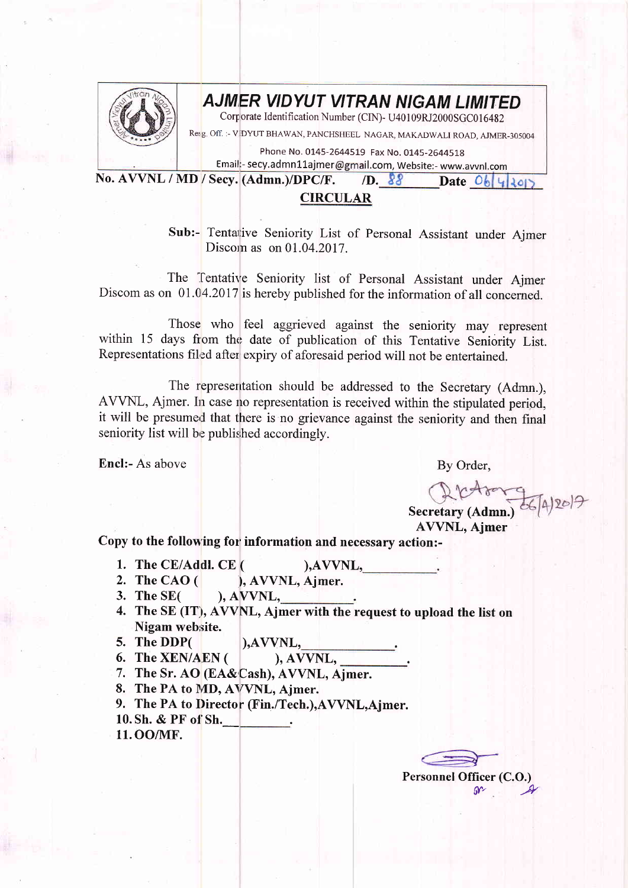# AJMER VIDYUT VITRAN NIGAM LIMITED

Corporate Identification Number (CIN)- U40109RJ2000SGC016482

Resg. Off. :- VIDYUT BHAWAN, PANCHSHEEL NAGAR, MAKADWALI ROAD, AJMER-305004

Phone No. 0145-2644519 Fax No. 0145-2644518

Email:- secy.admn11ajmer@gmail.com, Website:- www.avvnl.com

**No. AVVNL / MD / Secy. (Admn.)/DPC/F. /D. 88 Date 06/4/2017**

## CIRCULAR

**Sub:-** Tentative Seniority List of Personal Assistant under Ajmer Discom as on 01.04.2017.

The Tentative Seniority list of Personal Assistant under Ajmer Discom as on 01.04.2017 is hereby published for the information of all concerned.

Those who feel aggrieved against the seniority may represent within 15 days from the date of publication of this Tentative Seniority List. Representations filed after expiry of aforesaid period will not be entertained.

The representation should be addressed to the Secretary (Admn.), AVVNL, Ajmer. In case no representation is received within the stipulated period, it will be presumed that there is no grievance against the seniority and then final seniority list will be published accordingly.

**Encl:-** As above

By Order,

06/4/2017

**Secretary (Admn.)**
**AVVNL, Ajmer**

**Copy to the following for information and necessary action:-**

1. **The CE/Addl. CE ( ),AVVNL,\_\_\_\_\_\_\_\_\_\_.**
2. **The CAO ( ), AVVNL, Ajmer.**
3. **The SE( ), AVVNL,\_\_\_\_\_\_\_\_\_\_.**
4. **The SE (IT), AVVNL, Ajmer with the request to upload the list on Nigam website.**
5. **The DDP( ),AVVNL,\_\_\_\_\_\_\_\_\_\_.**
6. **The XEN/AEN ( ), AVVNL, \_\_\_\_\_\_\_\_\_\_.**
7. **The Sr. AO (EA&Cash), AVVNL, Ajmer.**
8. **The PA to MD, AVVNL, Ajmer.**
9. **The PA to Director (Fin./Tech.),AVVNL,Ajmer.**
10. **Sh. & PF of Sh.\_\_\_\_\_\_\_\_\_\_.**
11. **OO/MF.**

**Personnel Officer (C.O.)**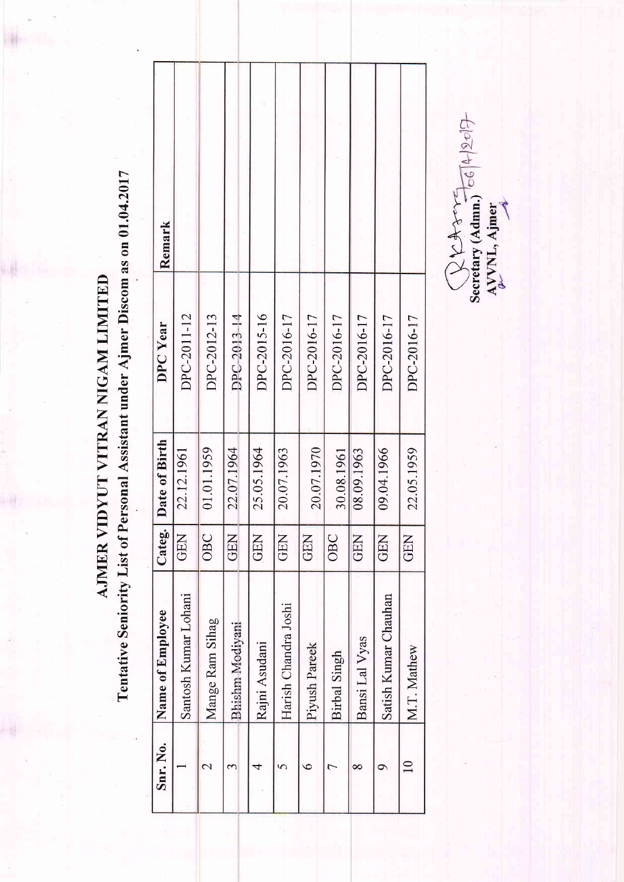# AJMER VIDYUT VITRAN NIGAM LIMITED

## Tentative Seniority List of Personal Assistant under Ajmer Discom as on 01.04.2017

| Snr. No. | Name of Employee | Categ. | Date of Birth | DPC Year | Remark |
|---|---|---|---|---|---|
| 1 | Santosh Kumar Lohani | GEN | 22.12.1961 | DPC-2011-12 | |
| 2 | Mange Ram Sihag | OBC | 01.01.1959 | DPC-2012-13 | |
| 3 | Bhishm Modiyani | GEN | 22.07.1964 | DPC-2013-14 | |
| 4 | Rajni Asudani | GEN | 25.05.1964 | DPC-2015-16 | |
| 5 | Harish Chandra Joshi | GEN | 20.07.1963 | DPC-2016-17 | |
| 6 | Piyush Pareek | GEN | 20.07.1970 | DPC-2016-17 | |
| 7 | Birbal Singh | OBC | 30.08.1961 | DPC-2016-17 | |
| 8 | Bansi Lal Vyas | GEN | 08.09.1963 | DPC-2016-17 | |
| 9 | Satish Kumar Chauhan | GEN | 09.04.1966 | DPC-2016-17 | |
| 10 | M.T. Mathew | GEN | 22.05.1959 | DPC-2016-17 | |

06/4/2017

Secretary (Admn.)
AVVNL, Ajmer